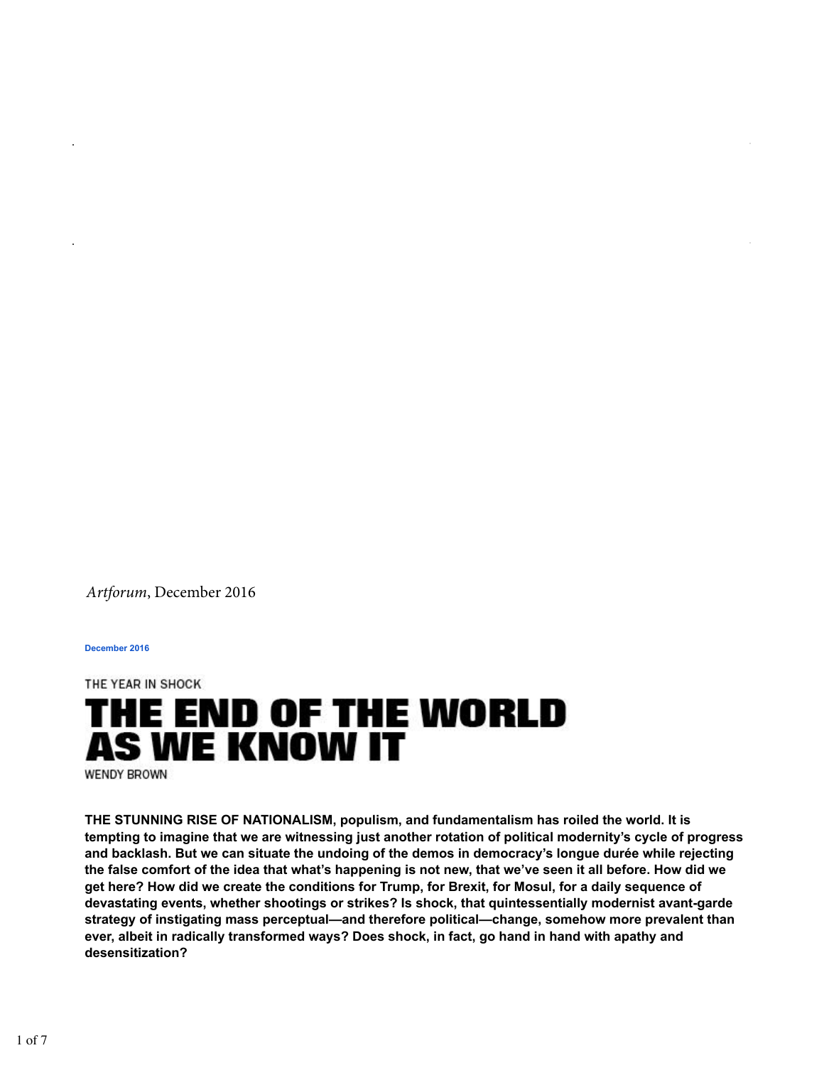*Artforum*, December 2016

December 2016

THE YEAR IN SHOCK

# THE END OF THE WORLD AS WE KNOW IT

WENDY BROWN

**THE STUNNING RISE OF NATIONALISM, populism, and fundamentalism has roiled the world. It is tempting to imagine that we are witnessing just another rotation of political modernity's cycle of progress and backlash. But we can situate the undoing of the demos in democracy's longue durée while rejecting the false comfort of the idea that what's happening is not new, that we've seen it all before. How did we get here? How did we create the conditions for Trump, for Brexit, for Mosul, for a daily sequence of devastating events, whether shootings or strikes? Is shock, that quintessentially modernist avant-garde strategy of instigating mass perceptual—and therefore political—change, somehow more prevalent than ever, albeit in radically transformed ways? Does shock, in fact, go hand in hand with apathy and desensitization?**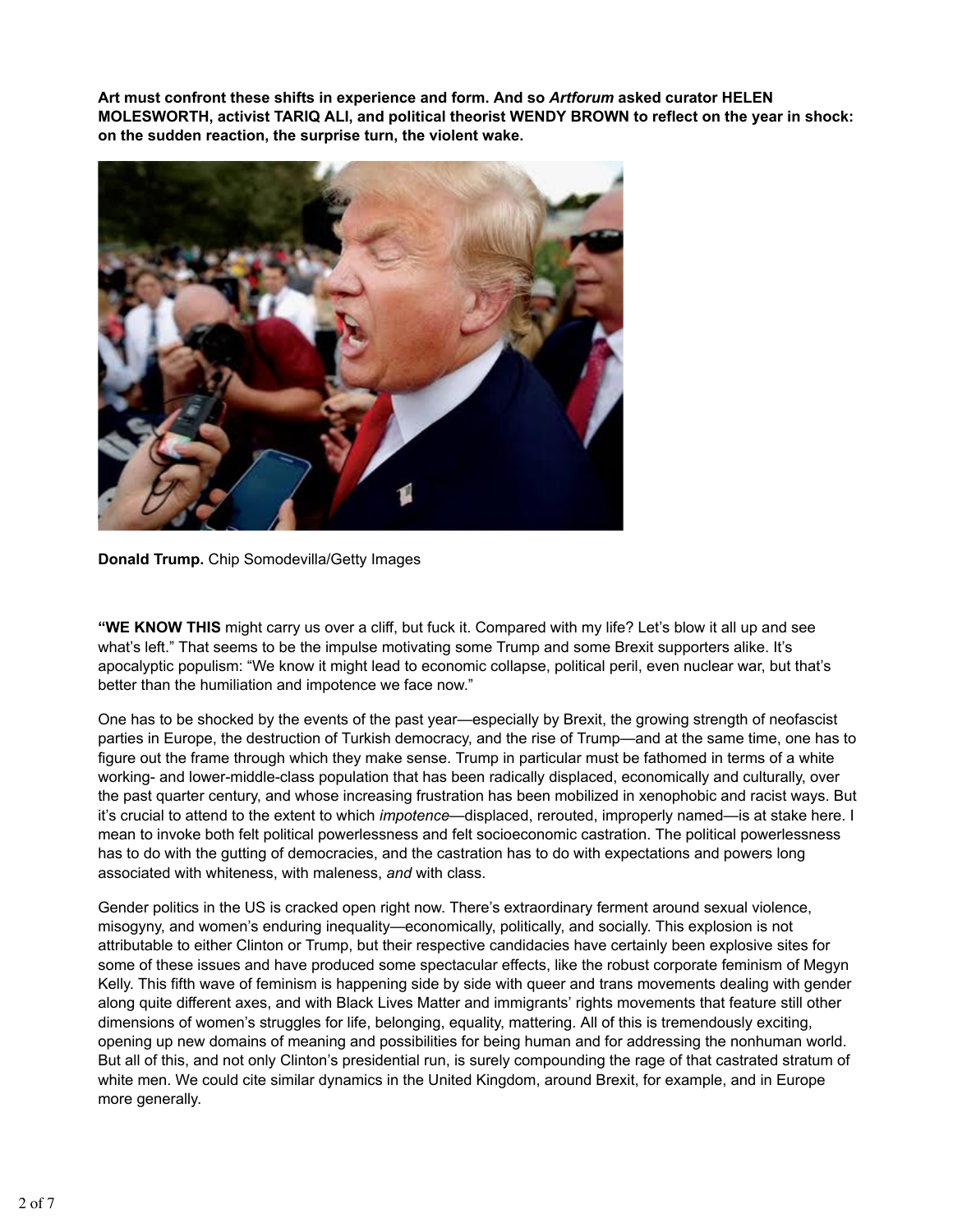**Art must confront these shifts in experience and form. And so *Artforum* asked curator HELEN MOLESWORTH, activist TARIQ ALI, and political theorist WENDY BROWN to reflect on the year in shock: on the sudden reaction, the surprise turn, the violent wake.**

**Donald Trump.** Chip Somodevilla/Getty Images

**"WE KNOW THIS** might carry us over a cliff, but fuck it. Compared with my life? Let's blow it all up and see what's left." That seems to be the impulse motivating some Trump and some Brexit supporters alike. It's apocalyptic populism: "We know it might lead to economic collapse, political peril, even nuclear war, but that's better than the humiliation and impotence we face now."

One has to be shocked by the events of the past year—especially by Brexit, the growing strength of neofascist parties in Europe, the destruction of Turkish democracy, and the rise of Trump—and at the same time, one has to figure out the frame through which they make sense. Trump in particular must be fathomed in terms of a white working- and lower-middle-class population that has been radically displaced, economically and culturally, over the past quarter century, and whose increasing frustration has been mobilized in xenophobic and racist ways. But it's crucial to attend to the extent to which *impotence*—displaced, rerouted, improperly named—is at stake here. I mean to invoke both felt political powerlessness and felt socioeconomic castration. The political powerlessness has to do with the gutting of democracies, and the castration has to do with expectations and powers long associated with whiteness, with maleness, *and* with class.

Gender politics in the US is cracked open right now. There's extraordinary ferment around sexual violence, misogyny, and women's enduring inequality—economically, politically, and socially. This explosion is not attributable to either Clinton or Trump, but their respective candidacies have certainly been explosive sites for some of these issues and have produced some spectacular effects, like the robust corporate feminism of Megyn Kelly. This fifth wave of feminism is happening side by side with queer and trans movements dealing with gender along quite different axes, and with Black Lives Matter and immigrants' rights movements that feature still other dimensions of women's struggles for life, belonging, equality, mattering. All of this is tremendously exciting, opening up new domains of meaning and possibilities for being human and for addressing the nonhuman world. But all of this, and not only Clinton's presidential run, is surely compounding the rage of that castrated stratum of white men. We could cite similar dynamics in the United Kingdom, around Brexit, for example, and in Europe more generally.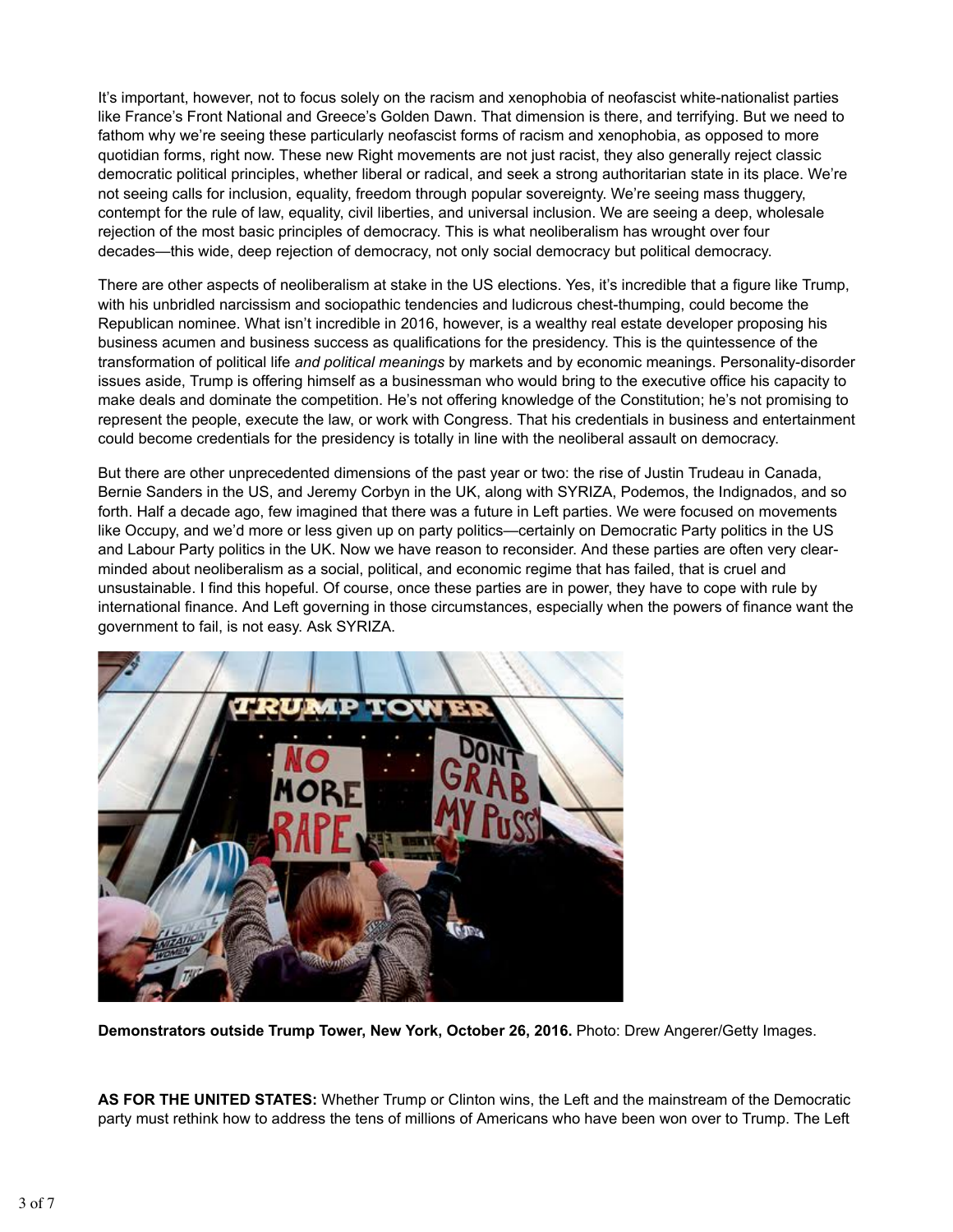It's important, however, not to focus solely on the racism and xenophobia of neofascist white-nationalist parties like France's Front National and Greece's Golden Dawn. That dimension is there, and terrifying. But we need to fathom why we're seeing these particularly neofascist forms of racism and xenophobia, as opposed to more quotidian forms, right now. These new Right movements are not just racist, they also generally reject classic democratic political principles, whether liberal or radical, and seek a strong authoritarian state in its place. We're not seeing calls for inclusion, equality, freedom through popular sovereignty. We're seeing mass thuggery, contempt for the rule of law, equality, civil liberties, and universal inclusion. We are seeing a deep, wholesale rejection of the most basic principles of democracy. This is what neoliberalism has wrought over four decades—this wide, deep rejection of democracy, not only social democracy but political democracy.

There are other aspects of neoliberalism at stake in the US elections. Yes, it's incredible that a figure like Trump, with his unbridled narcissism and sociopathic tendencies and ludicrous chest-thumping, could become the Republican nominee. What isn't incredible in 2016, however, is a wealthy real estate developer proposing his business acumen and business success as qualifications for the presidency. This is the quintessence of the transformation of political life *and political meanings* by markets and by economic meanings. Personality-disorder issues aside, Trump is offering himself as a businessman who would bring to the executive office his capacity to make deals and dominate the competition. He's not offering knowledge of the Constitution; he's not promising to represent the people, execute the law, or work with Congress. That his credentials in business and entertainment could become credentials for the presidency is totally in line with the neoliberal assault on democracy.

But there are other unprecedented dimensions of the past year or two: the rise of Justin Trudeau in Canada, Bernie Sanders in the US, and Jeremy Corbyn in the UK, along with SYRIZA, Podemos, the Indignados, and so forth. Half a decade ago, few imagined that there was a future in Left parties. We were focused on movements like Occupy, and we'd more or less given up on party politics—certainly on Democratic Party politics in the US and Labour Party politics in the UK. Now we have reason to reconsider. And these parties are often very clear-minded about neoliberalism as a social, political, and economic regime that has failed, that is cruel and unsustainable. I find this hopeful. Of course, once these parties are in power, they have to cope with rule by international finance. And Left governing in those circumstances, especially when the powers of finance want the government to fail, is not easy. Ask SYRIZA.

**Demonstrators outside Trump Tower, New York, October 26, 2016.** Photo: Drew Angerer/Getty Images.

**AS FOR THE UNITED STATES:** Whether Trump or Clinton wins, the Left and the mainstream of the Democratic party must rethink how to address the tens of millions of Americans who have been won over to Trump. The Left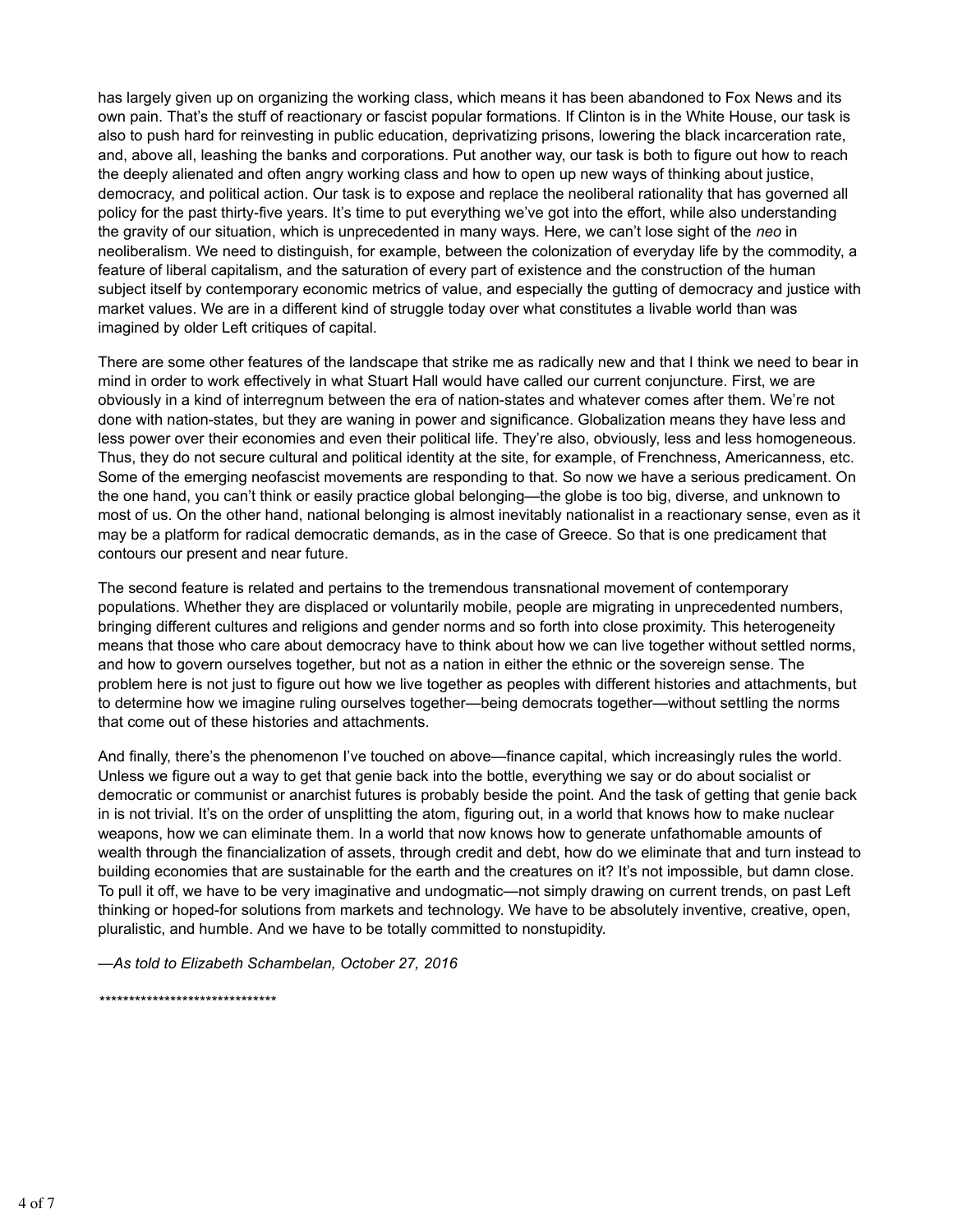has largely given up on organizing the working class, which means it has been abandoned to Fox News and its own pain. That's the stuff of reactionary or fascist popular formations. If Clinton is in the White House, our task is also to push hard for reinvesting in public education, deprivatizing prisons, lowering the black incarceration rate, and, above all, leashing the banks and corporations. Put another way, our task is both to figure out how to reach the deeply alienated and often angry working class and how to open up new ways of thinking about justice, democracy, and political action. Our task is to expose and replace the neoliberal rationality that has governed all policy for the past thirty-five years. It's time to put everything we've got into the effort, while also understanding the gravity of our situation, which is unprecedented in many ways. Here, we can't lose sight of the *neo* in neoliberalism. We need to distinguish, for example, between the colonization of everyday life by the commodity, a feature of liberal capitalism, and the saturation of every part of existence and the construction of the human subject itself by contemporary economic metrics of value, and especially the gutting of democracy and justice with market values. We are in a different kind of struggle today over what constitutes a livable world than was imagined by older Left critiques of capital.

There are some other features of the landscape that strike me as radically new and that I think we need to bear in mind in order to work effectively in what Stuart Hall would have called our current conjuncture. First, we are obviously in a kind of interregnum between the era of nation-states and whatever comes after them. We're not done with nation-states, but they are waning in power and significance. Globalization means they have less and less power over their economies and even their political life. They're also, obviously, less and less homogeneous. Thus, they do not secure cultural and political identity at the site, for example, of Frenchness, Americanness, etc. Some of the emerging neofascist movements are responding to that. So now we have a serious predicament. On the one hand, you can't think or easily practice global belonging—the globe is too big, diverse, and unknown to most of us. On the other hand, national belonging is almost inevitably nationalist in a reactionary sense, even as it may be a platform for radical democratic demands, as in the case of Greece. So that is one predicament that contours our present and near future.

The second feature is related and pertains to the tremendous transnational movement of contemporary populations. Whether they are displaced or voluntarily mobile, people are migrating in unprecedented numbers, bringing different cultures and religions and gender norms and so forth into close proximity. This heterogeneity means that those who care about democracy have to think about how we can live together without settled norms, and how to govern ourselves together, but not as a nation in either the ethnic or the sovereign sense. The problem here is not just to figure out how we live together as peoples with different histories and attachments, but to determine how we imagine ruling ourselves together—being democrats together—without settling the norms that come out of these histories and attachments.

And finally, there's the phenomenon I've touched on above—finance capital, which increasingly rules the world. Unless we figure out a way to get that genie back into the bottle, everything we say or do about socialist or democratic or communist or anarchist futures is probably beside the point. And the task of getting that genie back in is not trivial. It's on the order of unsplitting the atom, figuring out, in a world that knows how to make nuclear weapons, how we can eliminate them. In a world that now knows how to generate unfathomable amounts of wealth through the financialization of assets, through credit and debt, how do we eliminate that and turn instead to building economies that are sustainable for the earth and the creatures on it? It's not impossible, but damn close. To pull it off, we have to be very imaginative and undogmatic—not simply drawing on current trends, on past Left thinking or hoped-for solutions from markets and technology. We have to be absolutely inventive, creative, open, pluralistic, and humble. And we have to be totally committed to nonstupidity.

*—As told to Elizabeth Schambelan, October 27, 2016*

******************************